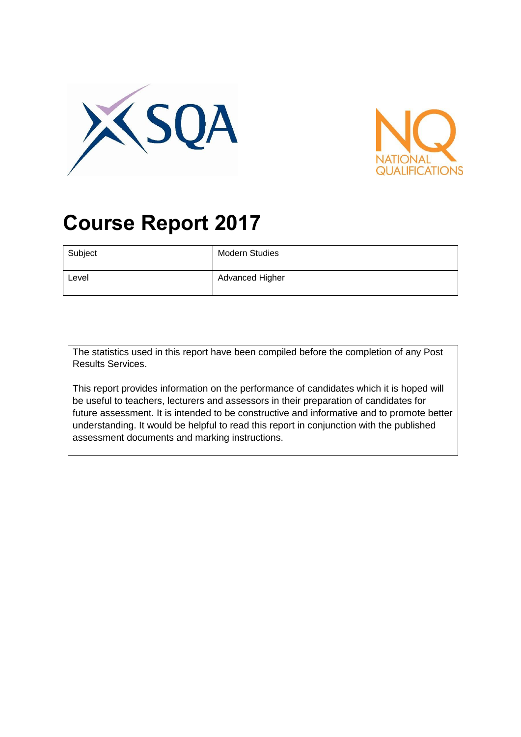# Course Report 2017

| Subject | Modern Studies |
|---|---|
| Level | Advanced Higher |

The statistics used in this report have been compiled before the completion of any Post Results Services.

This report provides information on the performance of candidates which it is hoped will be useful to teachers, lecturers and assessors in their preparation of candidates for future assessment. It is intended to be constructive and informative and to promote better understanding. It would be helpful to read this report in conjunction with the published assessment documents and marking instructions.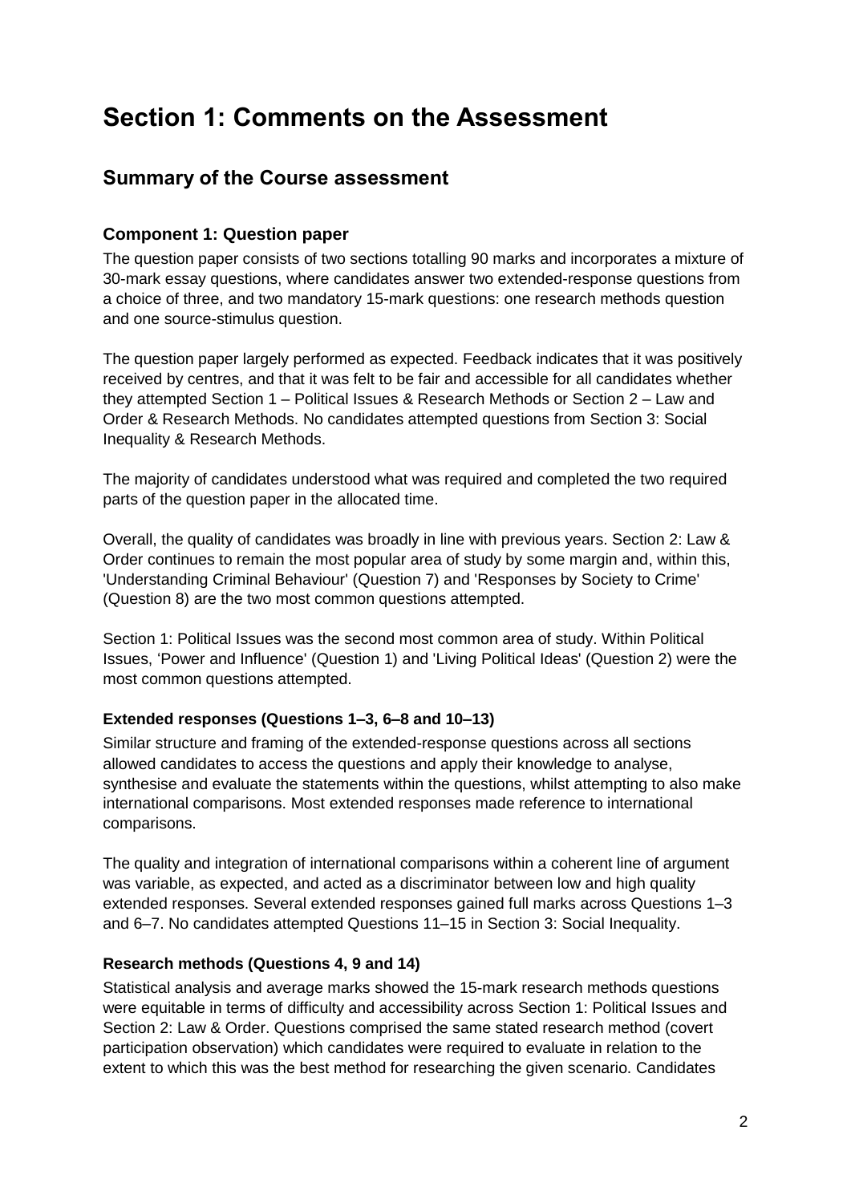# Section 1: Comments on the Assessment

## Summary of the Course assessment

### Component 1: Question paper

The question paper consists of two sections totalling 90 marks and incorporates a mixture of 30-mark essay questions, where candidates answer two extended-response questions from a choice of three, and two mandatory 15-mark questions: one research methods question and one source-stimulus question.

The question paper largely performed as expected. Feedback indicates that it was positively received by centres, and that it was felt to be fair and accessible for all candidates whether they attempted Section 1 – Political Issues & Research Methods or Section 2 – Law and Order & Research Methods. No candidates attempted questions from Section 3: Social Inequality & Research Methods.

The majority of candidates understood what was required and completed the two required parts of the question paper in the allocated time.

Overall, the quality of candidates was broadly in line with previous years. Section 2: Law & Order continues to remain the most popular area of study by some margin and, within this, 'Understanding Criminal Behaviour' (Question 7) and 'Responses by Society to Crime' (Question 8) are the two most common questions attempted.

Section 1: Political Issues was the second most common area of study. Within Political Issues, 'Power and Influence' (Question 1) and 'Living Political Ideas' (Question 2) were the most common questions attempted.

#### Extended responses (Questions 1–3, 6–8 and 10–13)

Similar structure and framing of the extended-response questions across all sections allowed candidates to access the questions and apply their knowledge to analyse, synthesise and evaluate the statements within the questions, whilst attempting to also make international comparisons. Most extended responses made reference to international comparisons.

The quality and integration of international comparisons within a coherent line of argument was variable, as expected, and acted as a discriminator between low and high quality extended responses. Several extended responses gained full marks across Questions 1–3 and 6–7. No candidates attempted Questions 11–15 in Section 3: Social Inequality.

#### Research methods (Questions 4, 9 and 14)

Statistical analysis and average marks showed the 15-mark research methods questions were equitable in terms of difficulty and accessibility across Section 1: Political Issues and Section 2: Law & Order. Questions comprised the same stated research method (covert participation observation) which candidates were required to evaluate in relation to the extent to which this was the best method for researching the given scenario. Candidates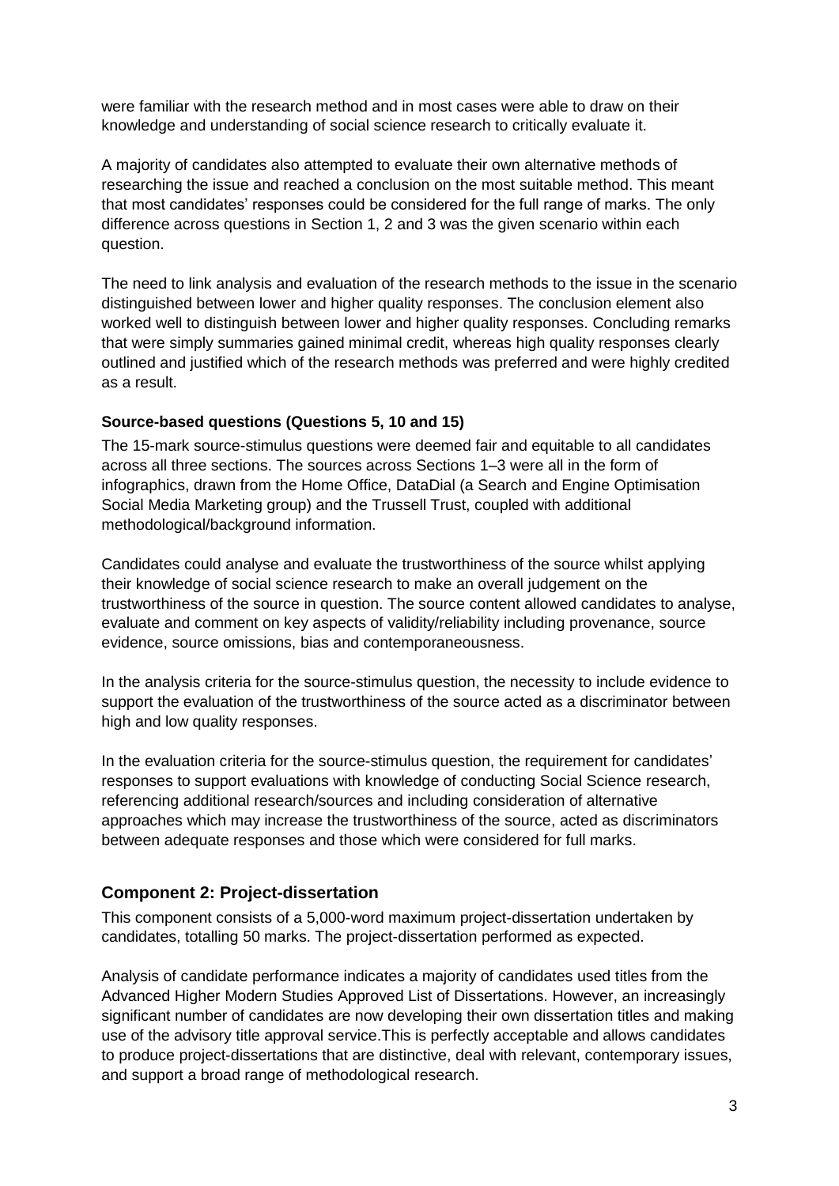were familiar with the research method and in most cases were able to draw on their knowledge and understanding of social science research to critically evaluate it.

A majority of candidates also attempted to evaluate their own alternative methods of researching the issue and reached a conclusion on the most suitable method. This meant that most candidates' responses could be considered for the full range of marks. The only difference across questions in Section 1, 2 and 3 was the given scenario within each question.

The need to link analysis and evaluation of the research methods to the issue in the scenario distinguished between lower and higher quality responses. The conclusion element also worked well to distinguish between lower and higher quality responses. Concluding remarks that were simply summaries gained minimal credit, whereas high quality responses clearly outlined and justified which of the research methods was preferred and were highly credited as a result.

### Source-based questions (Questions 5, 10 and 15)

The 15-mark source-stimulus questions were deemed fair and equitable to all candidates across all three sections. The sources across Sections 1–3 were all in the form of infographics, drawn from the Home Office, DataDial (a Search and Engine Optimisation Social Media Marketing group) and the Trussell Trust, coupled with additional methodological/background information.

Candidates could analyse and evaluate the trustworthiness of the source whilst applying their knowledge of social science research to make an overall judgement on the trustworthiness of the source in question. The source content allowed candidates to analyse, evaluate and comment on key aspects of validity/reliability including provenance, source evidence, source omissions, bias and contemporaneousness.

In the analysis criteria for the source-stimulus question, the necessity to include evidence to support the evaluation of the trustworthiness of the source acted as a discriminator between high and low quality responses.

In the evaluation criteria for the source-stimulus question, the requirement for candidates' responses to support evaluations with knowledge of conducting Social Science research, referencing additional research/sources and including consideration of alternative approaches which may increase the trustworthiness of the source, acted as discriminators between adequate responses and those which were considered for full marks.

## Component 2: Project-dissertation

This component consists of a 5,000-word maximum project-dissertation undertaken by candidates, totalling 50 marks. The project-dissertation performed as expected.

Analysis of candidate performance indicates a majority of candidates used titles from the Advanced Higher Modern Studies Approved List of Dissertations. However, an increasingly significant number of candidates are now developing their own dissertation titles and making use of the advisory title approval service.This is perfectly acceptable and allows candidates to produce project-dissertations that are distinctive, deal with relevant, contemporary issues, and support a broad range of methodological research.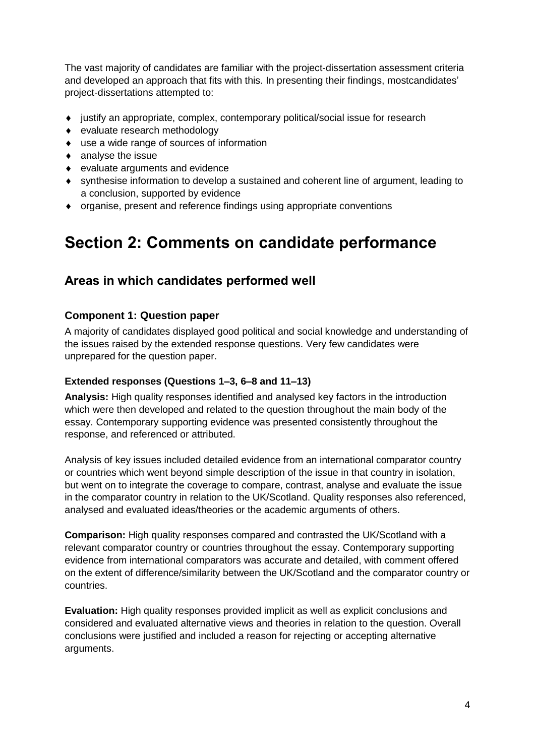The vast majority of candidates are familiar with the project-dissertation assessment criteria and developed an approach that fits with this. In presenting their findings, mostcandidates' project-dissertations attempted to:

- justify an appropriate, complex, contemporary political/social issue for research
- evaluate research methodology
- use a wide range of sources of information
- analyse the issue
- evaluate arguments and evidence
- synthesise information to develop a sustained and coherent line of argument, leading to a conclusion, supported by evidence
- organise, present and reference findings using appropriate conventions

# Section 2: Comments on candidate performance

## Areas in which candidates performed well

### Component 1: Question paper

A majority of candidates displayed good political and social knowledge and understanding of the issues raised by the extended response questions. Very few candidates were unprepared for the question paper.

#### Extended responses (Questions 1–3, 6–8 and 11–13)

**Analysis:** High quality responses identified and analysed key factors in the introduction which were then developed and related to the question throughout the main body of the essay. Contemporary supporting evidence was presented consistently throughout the response, and referenced or attributed.

Analysis of key issues included detailed evidence from an international comparator country or countries which went beyond simple description of the issue in that country in isolation, but went on to integrate the coverage to compare, contrast, analyse and evaluate the issue in the comparator country in relation to the UK/Scotland. Quality responses also referenced, analysed and evaluated ideas/theories or the academic arguments of others.

**Comparison:** High quality responses compared and contrasted the UK/Scotland with a relevant comparator country or countries throughout the essay. Contemporary supporting evidence from international comparators was accurate and detailed, with comment offered on the extent of difference/similarity between the UK/Scotland and the comparator country or countries.

**Evaluation:** High quality responses provided implicit as well as explicit conclusions and considered and evaluated alternative views and theories in relation to the question. Overall conclusions were justified and included a reason for rejecting or accepting alternative arguments.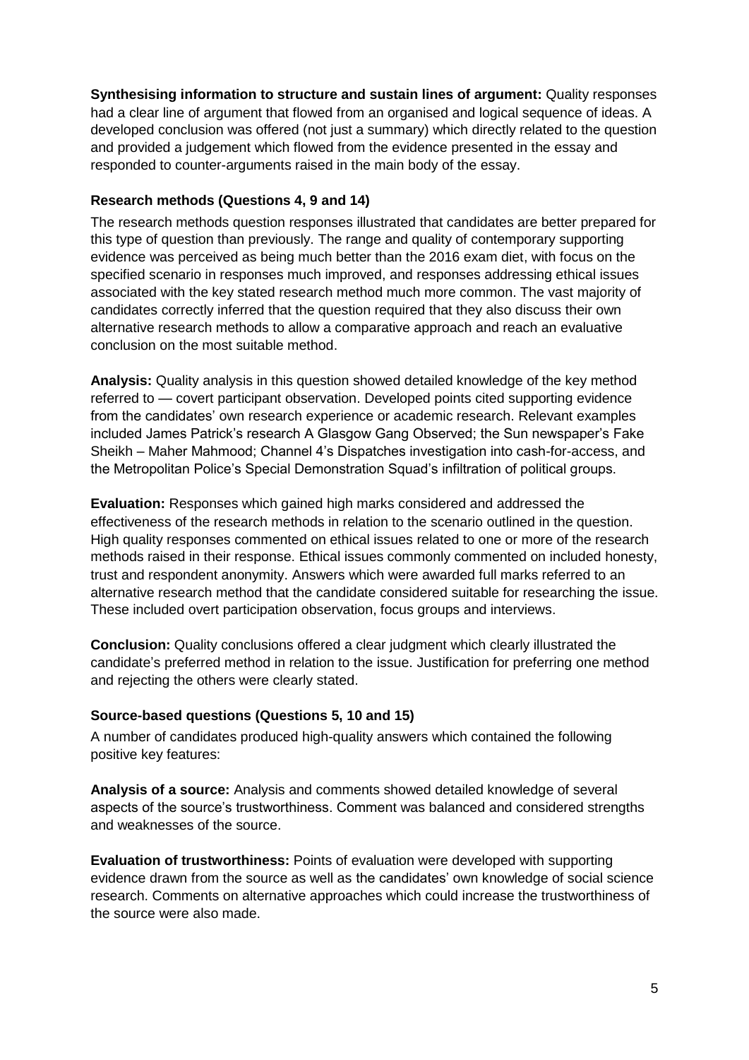**Synthesising information to structure and sustain lines of argument:** Quality responses had a clear line of argument that flowed from an organised and logical sequence of ideas. A developed conclusion was offered (not just a summary) which directly related to the question and provided a judgement which flowed from the evidence presented in the essay and responded to counter-arguments raised in the main body of the essay.

### Research methods (Questions 4, 9 and 14)

The research methods question responses illustrated that candidates are better prepared for this type of question than previously. The range and quality of contemporary supporting evidence was perceived as being much better than the 2016 exam diet, with focus on the specified scenario in responses much improved, and responses addressing ethical issues associated with the key stated research method much more common. The vast majority of candidates correctly inferred that the question required that they also discuss their own alternative research methods to allow a comparative approach and reach an evaluative conclusion on the most suitable method.

**Analysis:** Quality analysis in this question showed detailed knowledge of the key method referred to — covert participant observation. Developed points cited supporting evidence from the candidates' own research experience or academic research. Relevant examples included James Patrick's research A Glasgow Gang Observed; the Sun newspaper's Fake Sheikh – Maher Mahmood; Channel 4's Dispatches investigation into cash-for-access, and the Metropolitan Police's Special Demonstration Squad's infiltration of political groups.

**Evaluation:** Responses which gained high marks considered and addressed the effectiveness of the research methods in relation to the scenario outlined in the question. High quality responses commented on ethical issues related to one or more of the research methods raised in their response. Ethical issues commonly commented on included honesty, trust and respondent anonymity. Answers which were awarded full marks referred to an alternative research method that the candidate considered suitable for researching the issue. These included overt participation observation, focus groups and interviews.

**Conclusion:** Quality conclusions offered a clear judgment which clearly illustrated the candidate's preferred method in relation to the issue. Justification for preferring one method and rejecting the others were clearly stated.

### Source-based questions (Questions 5, 10 and 15)

A number of candidates produced high-quality answers which contained the following positive key features:

**Analysis of a source:** Analysis and comments showed detailed knowledge of several aspects of the source's trustworthiness. Comment was balanced and considered strengths and weaknesses of the source.

**Evaluation of trustworthiness:** Points of evaluation were developed with supporting evidence drawn from the source as well as the candidates' own knowledge of social science research. Comments on alternative approaches which could increase the trustworthiness of the source were also made.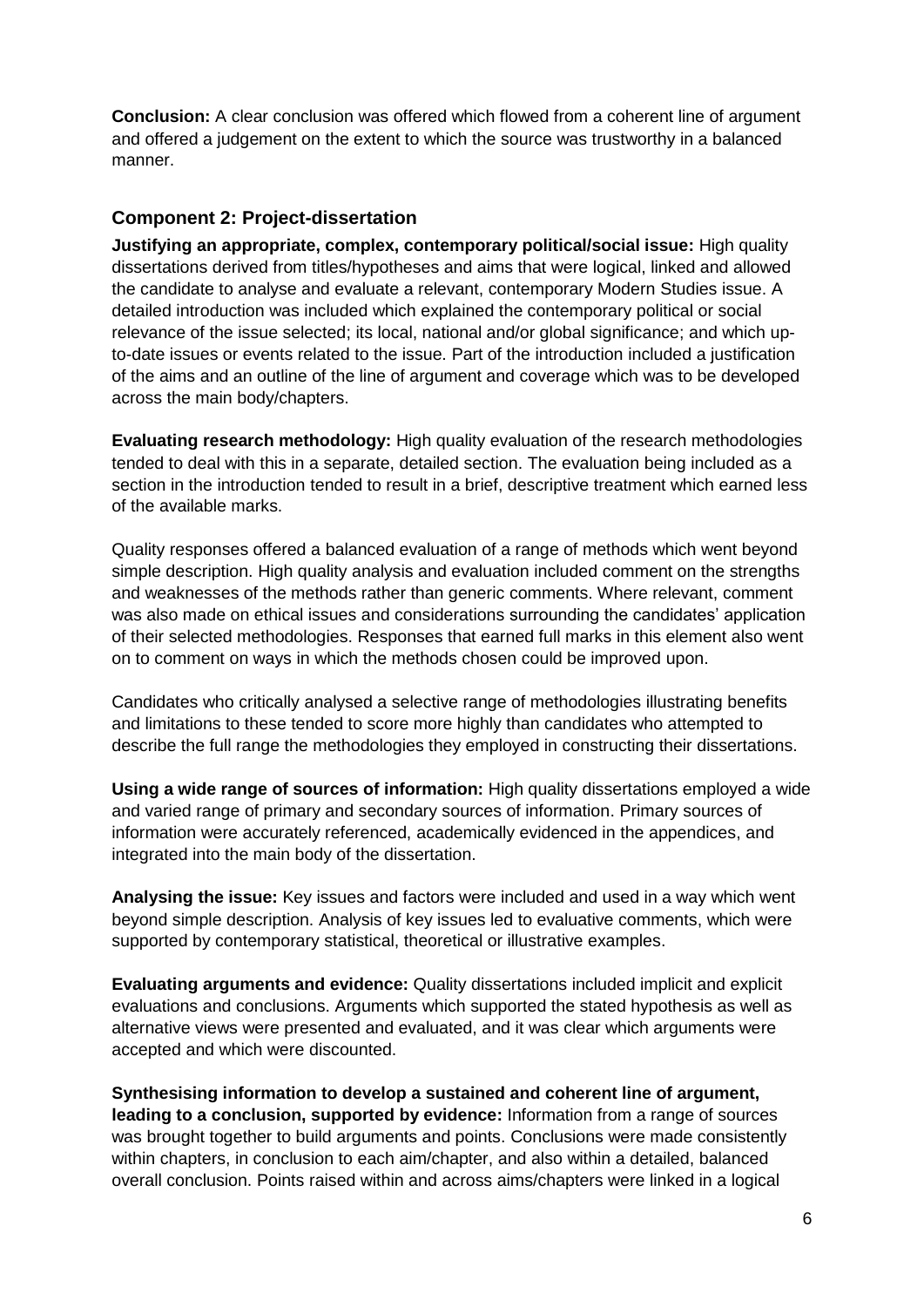**Conclusion:** A clear conclusion was offered which flowed from a coherent line of argument and offered a judgement on the extent to which the source was trustworthy in a balanced manner.

## Component 2: Project-dissertation

**Justifying an appropriate, complex, contemporary political/social issue:** High quality dissertations derived from titles/hypotheses and aims that were logical, linked and allowed the candidate to analyse and evaluate a relevant, contemporary Modern Studies issue. A detailed introduction was included which explained the contemporary political or social relevance of the issue selected; its local, national and/or global significance; and which up-to-date issues or events related to the issue. Part of the introduction included a justification of the aims and an outline of the line of argument and coverage which was to be developed across the main body/chapters.

**Evaluating research methodology:** High quality evaluation of the research methodologies tended to deal with this in a separate, detailed section. The evaluation being included as a section in the introduction tended to result in a brief, descriptive treatment which earned less of the available marks.

Quality responses offered a balanced evaluation of a range of methods which went beyond simple description. High quality analysis and evaluation included comment on the strengths and weaknesses of the methods rather than generic comments. Where relevant, comment was also made on ethical issues and considerations surrounding the candidates' application of their selected methodologies. Responses that earned full marks in this element also went on to comment on ways in which the methods chosen could be improved upon.

Candidates who critically analysed a selective range of methodologies illustrating benefits and limitations to these tended to score more highly than candidates who attempted to describe the full range the methodologies they employed in constructing their dissertations.

**Using a wide range of sources of information:** High quality dissertations employed a wide and varied range of primary and secondary sources of information. Primary sources of information were accurately referenced, academically evidenced in the appendices, and integrated into the main body of the dissertation.

**Analysing the issue:** Key issues and factors were included and used in a way which went beyond simple description. Analysis of key issues led to evaluative comments, which were supported by contemporary statistical, theoretical or illustrative examples.

**Evaluating arguments and evidence:** Quality dissertations included implicit and explicit evaluations and conclusions. Arguments which supported the stated hypothesis as well as alternative views were presented and evaluated, and it was clear which arguments were accepted and which were discounted.

**Synthesising information to develop a sustained and coherent line of argument, leading to a conclusion, supported by evidence:** Information from a range of sources was brought together to build arguments and points. Conclusions were made consistently within chapters, in conclusion to each aim/chapter, and also within a detailed, balanced overall conclusion. Points raised within and across aims/chapters were linked in a logical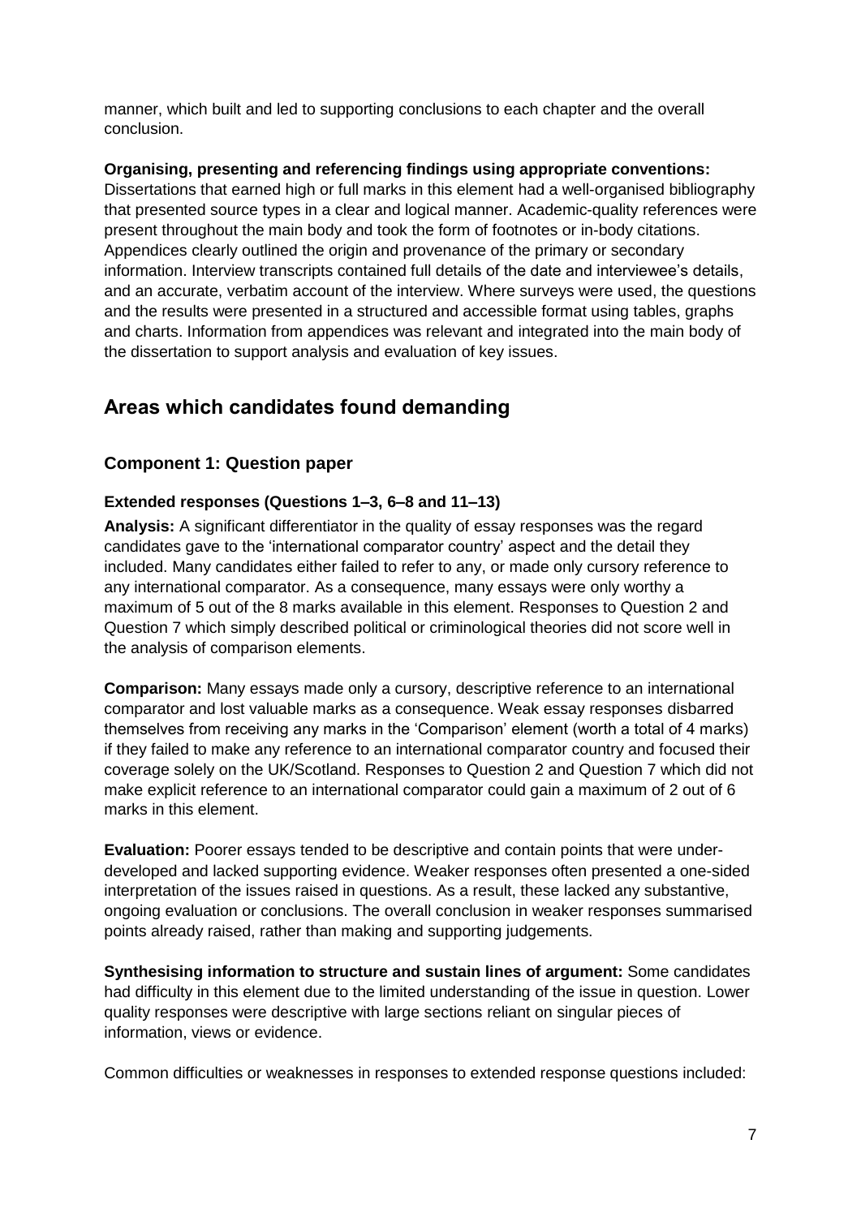manner, which built and led to supporting conclusions to each chapter and the overall conclusion.

**Organising, presenting and referencing findings using appropriate conventions:** Dissertations that earned high or full marks in this element had a well-organised bibliography that presented source types in a clear and logical manner. Academic-quality references were present throughout the main body and took the form of footnotes or in-body citations. Appendices clearly outlined the origin and provenance of the primary or secondary information. Interview transcripts contained full details of the date and interviewee's details, and an accurate, verbatim account of the interview. Where surveys were used, the questions and the results were presented in a structured and accessible format using tables, graphs and charts. Information from appendices was relevant and integrated into the main body of the dissertation to support analysis and evaluation of key issues.

## Areas which candidates found demanding

### Component 1: Question paper

#### Extended responses (Questions 1–3, 6–8 and 11–13)

**Analysis:** A significant differentiator in the quality of essay responses was the regard candidates gave to the 'international comparator country' aspect and the detail they included. Many candidates either failed to refer to any, or made only cursory reference to any international comparator. As a consequence, many essays were only worthy a maximum of 5 out of the 8 marks available in this element. Responses to Question 2 and Question 7 which simply described political or criminological theories did not score well in the analysis of comparison elements.

**Comparison:** Many essays made only a cursory, descriptive reference to an international comparator and lost valuable marks as a consequence. Weak essay responses disbarred themselves from receiving any marks in the 'Comparison' element (worth a total of 4 marks) if they failed to make any reference to an international comparator country and focused their coverage solely on the UK/Scotland. Responses to Question 2 and Question 7 which did not make explicit reference to an international comparator could gain a maximum of 2 out of 6 marks in this element.

**Evaluation:** Poorer essays tended to be descriptive and contain points that were under-developed and lacked supporting evidence. Weaker responses often presented a one-sided interpretation of the issues raised in questions. As a result, these lacked any substantive, ongoing evaluation or conclusions. The overall conclusion in weaker responses summarised points already raised, rather than making and supporting judgements.

**Synthesising information to structure and sustain lines of argument:** Some candidates had difficulty in this element due to the limited understanding of the issue in question. Lower quality responses were descriptive with large sections reliant on singular pieces of information, views or evidence.

Common difficulties or weaknesses in responses to extended response questions included: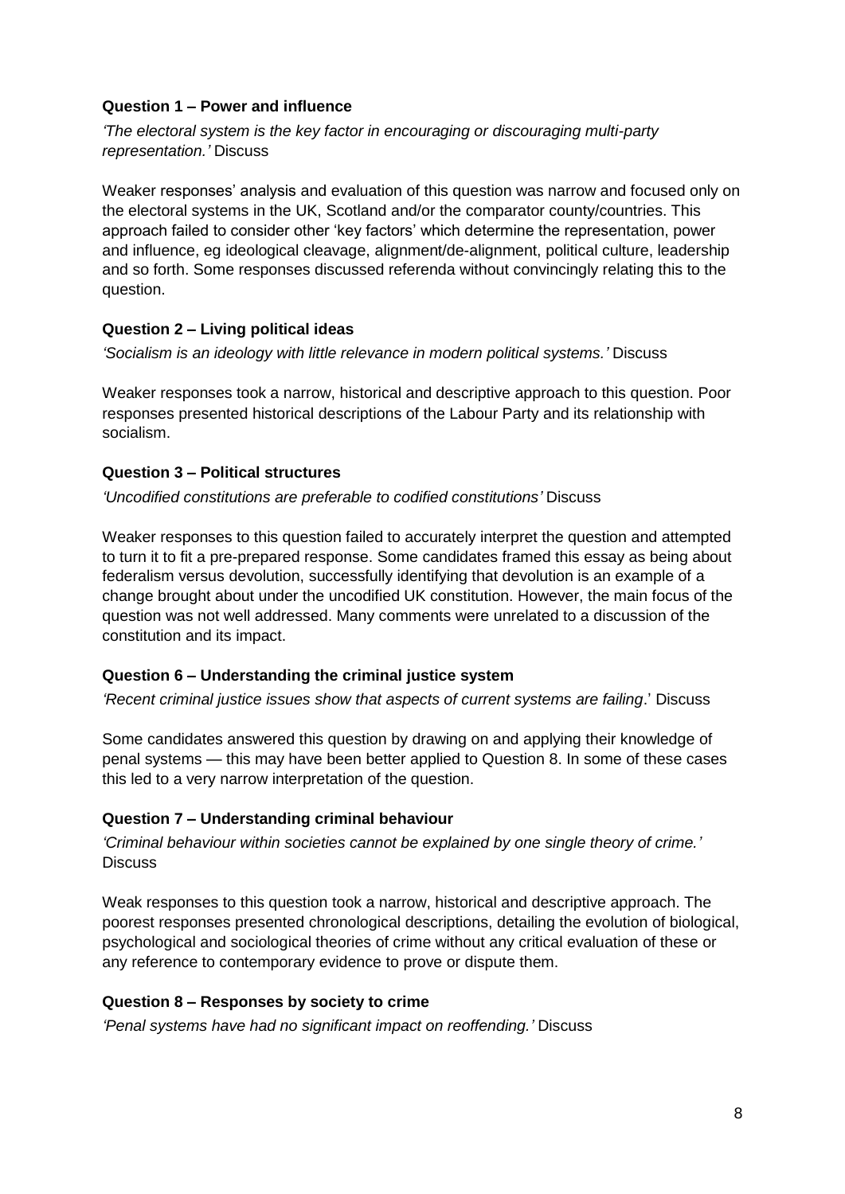**Question 1 – Power and influence**

*'The electoral system is the key factor in encouraging or discouraging multi-party representation.'* Discuss

Weaker responses' analysis and evaluation of this question was narrow and focused only on the electoral systems in the UK, Scotland and/or the comparator county/countries. This approach failed to consider other 'key factors' which determine the representation, power and influence, eg ideological cleavage, alignment/de-alignment, political culture, leadership and so forth. Some responses discussed referenda without convincingly relating this to the question.

**Question 2 – Living political ideas**

*'Socialism is an ideology with little relevance in modern political systems.'* Discuss

Weaker responses took a narrow, historical and descriptive approach to this question. Poor responses presented historical descriptions of the Labour Party and its relationship with socialism.

**Question 3 – Political structures**

*'Uncodified constitutions are preferable to codified constitutions'* Discuss

Weaker responses to this question failed to accurately interpret the question and attempted to turn it to fit a pre-prepared response. Some candidates framed this essay as being about federalism versus devolution, successfully identifying that devolution is an example of a change brought about under the uncodified UK constitution. However, the main focus of the question was not well addressed. Many comments were unrelated to a discussion of the constitution and its impact.

**Question 6 – Understanding the criminal justice system**

*'Recent criminal justice issues show that aspects of current systems are failing*.' Discuss

Some candidates answered this question by drawing on and applying their knowledge of penal systems — this may have been better applied to Question 8. In some of these cases this led to a very narrow interpretation of the question.

**Question 7 – Understanding criminal behaviour**

*'Criminal behaviour within societies cannot be explained by one single theory of crime.'* Discuss

Weak responses to this question took a narrow, historical and descriptive approach. The poorest responses presented chronological descriptions, detailing the evolution of biological, psychological and sociological theories of crime without any critical evaluation of these or any reference to contemporary evidence to prove or dispute them.

**Question 8 – Responses by society to crime**

*'Penal systems have had no significant impact on reoffending.'* Discuss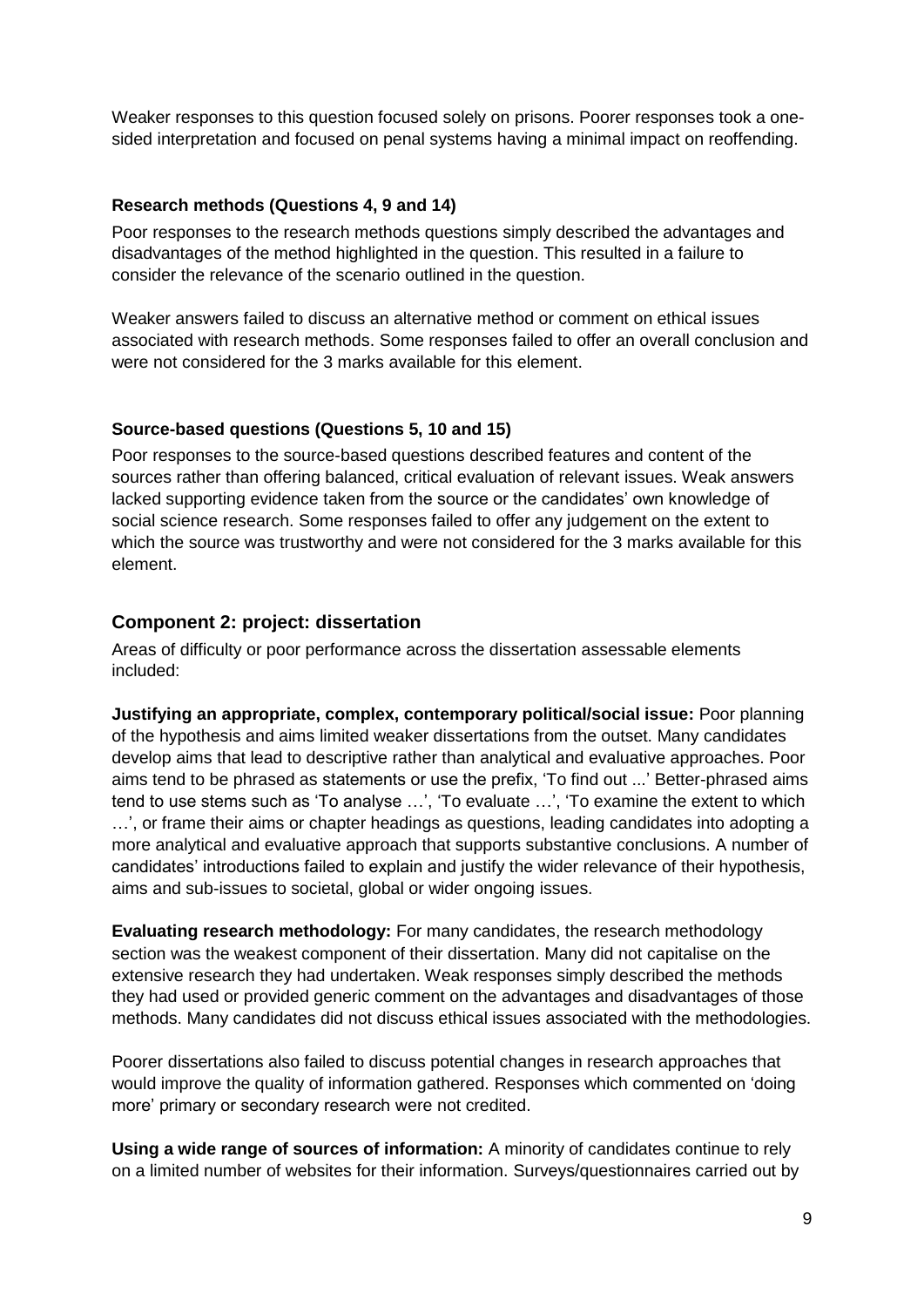Weaker responses to this question focused solely on prisons. Poorer responses took a one-sided interpretation and focused on penal systems having a minimal impact on reoffending.

**Research methods (Questions 4, 9 and 14)**

Poor responses to the research methods questions simply described the advantages and disadvantages of the method highlighted in the question. This resulted in a failure to consider the relevance of the scenario outlined in the question.

Weaker answers failed to discuss an alternative method or comment on ethical issues associated with research methods. Some responses failed to offer an overall conclusion and were not considered for the 3 marks available for this element.

**Source-based questions (Questions 5, 10 and 15)**

Poor responses to the source-based questions described features and content of the sources rather than offering balanced, critical evaluation of relevant issues. Weak answers lacked supporting evidence taken from the source or the candidates' own knowledge of social science research. Some responses failed to offer any judgement on the extent to which the source was trustworthy and were not considered for the 3 marks available for this element.

## Component 2: project: dissertation

Areas of difficulty or poor performance across the dissertation assessable elements included:

**Justifying an appropriate, complex, contemporary political/social issue:** Poor planning of the hypothesis and aims limited weaker dissertations from the outset. Many candidates develop aims that lead to descriptive rather than analytical and evaluative approaches. Poor aims tend to be phrased as statements or use the prefix, 'To find out ...' Better-phrased aims tend to use stems such as 'To analyse …', 'To evaluate …', 'To examine the extent to which …', or frame their aims or chapter headings as questions, leading candidates into adopting a more analytical and evaluative approach that supports substantive conclusions. A number of candidates' introductions failed to explain and justify the wider relevance of their hypothesis, aims and sub-issues to societal, global or wider ongoing issues.

**Evaluating research methodology:** For many candidates, the research methodology section was the weakest component of their dissertation. Many did not capitalise on the extensive research they had undertaken. Weak responses simply described the methods they had used or provided generic comment on the advantages and disadvantages of those methods. Many candidates did not discuss ethical issues associated with the methodologies.

Poorer dissertations also failed to discuss potential changes in research approaches that would improve the quality of information gathered. Responses which commented on 'doing more' primary or secondary research were not credited.

**Using a wide range of sources of information:** A minority of candidates continue to rely on a limited number of websites for their information. Surveys/questionnaires carried out by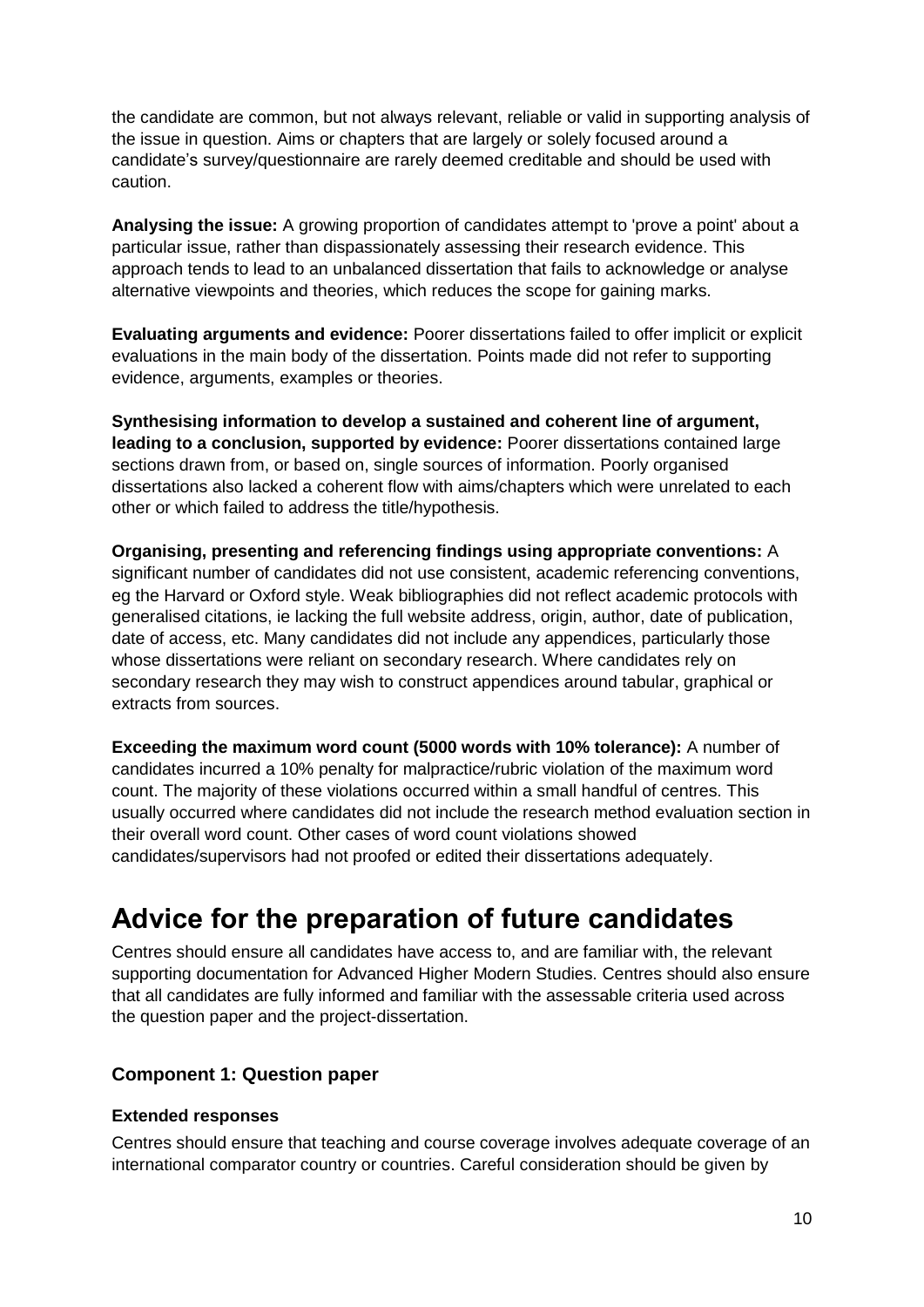the candidate are common, but not always relevant, reliable or valid in supporting analysis of the issue in question. Aims or chapters that are largely or solely focused around a candidate's survey/questionnaire are rarely deemed creditable and should be used with caution.

**Analysing the issue:** A growing proportion of candidates attempt to 'prove a point' about a particular issue, rather than dispassionately assessing their research evidence. This approach tends to lead to an unbalanced dissertation that fails to acknowledge or analyse alternative viewpoints and theories, which reduces the scope for gaining marks.

**Evaluating arguments and evidence:** Poorer dissertations failed to offer implicit or explicit evaluations in the main body of the dissertation. Points made did not refer to supporting evidence, arguments, examples or theories.

**Synthesising information to develop a sustained and coherent line of argument, leading to a conclusion, supported by evidence:** Poorer dissertations contained large sections drawn from, or based on, single sources of information. Poorly organised dissertations also lacked a coherent flow with aims/chapters which were unrelated to each other or which failed to address the title/hypothesis.

**Organising, presenting and referencing findings using appropriate conventions:** A significant number of candidates did not use consistent, academic referencing conventions, eg the Harvard or Oxford style. Weak bibliographies did not reflect academic protocols with generalised citations, ie lacking the full website address, origin, author, date of publication, date of access, etc. Many candidates did not include any appendices, particularly those whose dissertations were reliant on secondary research. Where candidates rely on secondary research they may wish to construct appendices around tabular, graphical or extracts from sources.

**Exceeding the maximum word count (5000 words with 10% tolerance):** A number of candidates incurred a 10% penalty for malpractice/rubric violation of the maximum word count. The majority of these violations occurred within a small handful of centres. This usually occurred where candidates did not include the research method evaluation section in their overall word count. Other cases of word count violations showed candidates/supervisors had not proofed or edited their dissertations adequately.

# Advice for the preparation of future candidates

Centres should ensure all candidates have access to, and are familiar with, the relevant supporting documentation for Advanced Higher Modern Studies. Centres should also ensure that all candidates are fully informed and familiar with the assessable criteria used across the question paper and the project-dissertation.

### Component 1: Question paper

#### Extended responses

Centres should ensure that teaching and course coverage involves adequate coverage of an international comparator country or countries. Careful consideration should be given by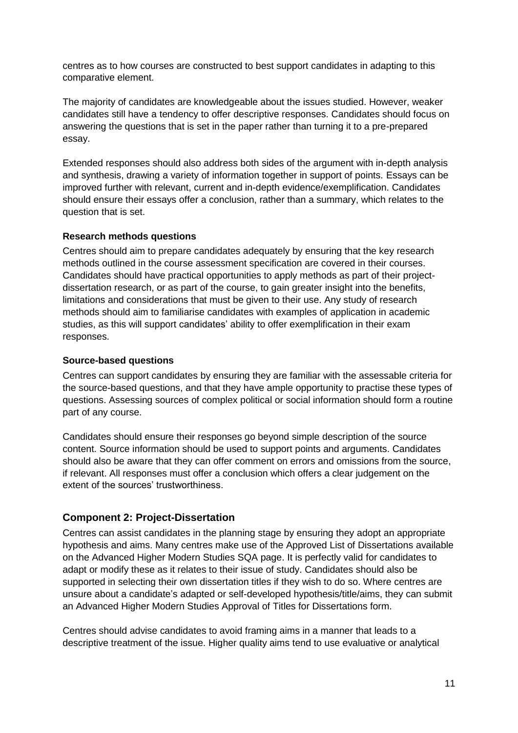centres as to how courses are constructed to best support candidates in adapting to this comparative element.

The majority of candidates are knowledgeable about the issues studied. However, weaker candidates still have a tendency to offer descriptive responses. Candidates should focus on answering the questions that is set in the paper rather than turning it to a pre-prepared essay.

Extended responses should also address both sides of the argument with in-depth analysis and synthesis, drawing a variety of information together in support of points. Essays can be improved further with relevant, current and in-depth evidence/exemplification. Candidates should ensure their essays offer a conclusion, rather than a summary, which relates to the question that is set.

**Research methods questions**

Centres should aim to prepare candidates adequately by ensuring that the key research methods outlined in the course assessment specification are covered in their courses. Candidates should have practical opportunities to apply methods as part of their project-dissertation research, or as part of the course, to gain greater insight into the benefits, limitations and considerations that must be given to their use. Any study of research methods should aim to familiarise candidates with examples of application in academic studies, as this will support candidates' ability to offer exemplification in their exam responses.

**Source-based questions**

Centres can support candidates by ensuring they are familiar with the assessable criteria for the source-based questions, and that they have ample opportunity to practise these types of questions. Assessing sources of complex political or social information should form a routine part of any course.

Candidates should ensure their responses go beyond simple description of the source content. Source information should be used to support points and arguments. Candidates should also be aware that they can offer comment on errors and omissions from the source, if relevant. All responses must offer a conclusion which offers a clear judgement on the extent of the sources' trustworthiness.

## Component 2: Project-Dissertation

Centres can assist candidates in the planning stage by ensuring they adopt an appropriate hypothesis and aims. Many centres make use of the Approved List of Dissertations available on the Advanced Higher Modern Studies SQA page. It is perfectly valid for candidates to adapt or modify these as it relates to their issue of study. Candidates should also be supported in selecting their own dissertation titles if they wish to do so. Where centres are unsure about a candidate's adapted or self-developed hypothesis/title/aims, they can submit an Advanced Higher Modern Studies Approval of Titles for Dissertations form.

Centres should advise candidates to avoid framing aims in a manner that leads to a descriptive treatment of the issue. Higher quality aims tend to use evaluative or analytical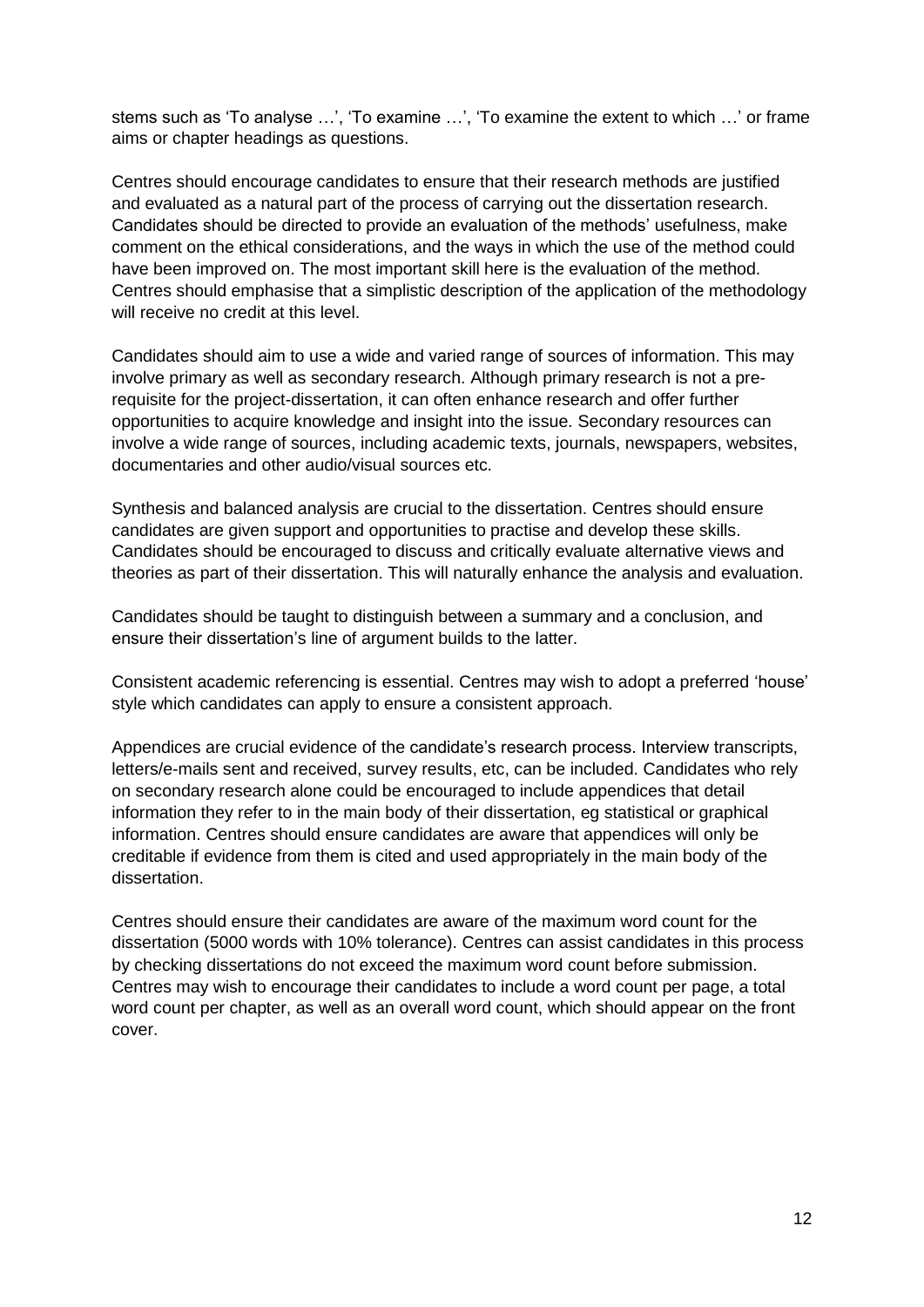stems such as 'To analyse …', 'To examine …', 'To examine the extent to which …' or frame aims or chapter headings as questions.

Centres should encourage candidates to ensure that their research methods are justified and evaluated as a natural part of the process of carrying out the dissertation research. Candidates should be directed to provide an evaluation of the methods' usefulness, make comment on the ethical considerations, and the ways in which the use of the method could have been improved on. The most important skill here is the evaluation of the method. Centres should emphasise that a simplistic description of the application of the methodology will receive no credit at this level.

Candidates should aim to use a wide and varied range of sources of information. This may involve primary as well as secondary research. Although primary research is not a pre-requisite for the project-dissertation, it can often enhance research and offer further opportunities to acquire knowledge and insight into the issue. Secondary resources can involve a wide range of sources, including academic texts, journals, newspapers, websites, documentaries and other audio/visual sources etc.

Synthesis and balanced analysis are crucial to the dissertation. Centres should ensure candidates are given support and opportunities to practise and develop these skills. Candidates should be encouraged to discuss and critically evaluate alternative views and theories as part of their dissertation. This will naturally enhance the analysis and evaluation.

Candidates should be taught to distinguish between a summary and a conclusion, and ensure their dissertation's line of argument builds to the latter.

Consistent academic referencing is essential. Centres may wish to adopt a preferred 'house' style which candidates can apply to ensure a consistent approach.

Appendices are crucial evidence of the candidate's research process. Interview transcripts, letters/e-mails sent and received, survey results, etc, can be included. Candidates who rely on secondary research alone could be encouraged to include appendices that detail information they refer to in the main body of their dissertation, eg statistical or graphical information. Centres should ensure candidates are aware that appendices will only be creditable if evidence from them is cited and used appropriately in the main body of the dissertation.

Centres should ensure their candidates are aware of the maximum word count for the dissertation (5000 words with 10% tolerance). Centres can assist candidates in this process by checking dissertations do not exceed the maximum word count before submission. Centres may wish to encourage their candidates to include a word count per page, a total word count per chapter, as well as an overall word count, which should appear on the front cover.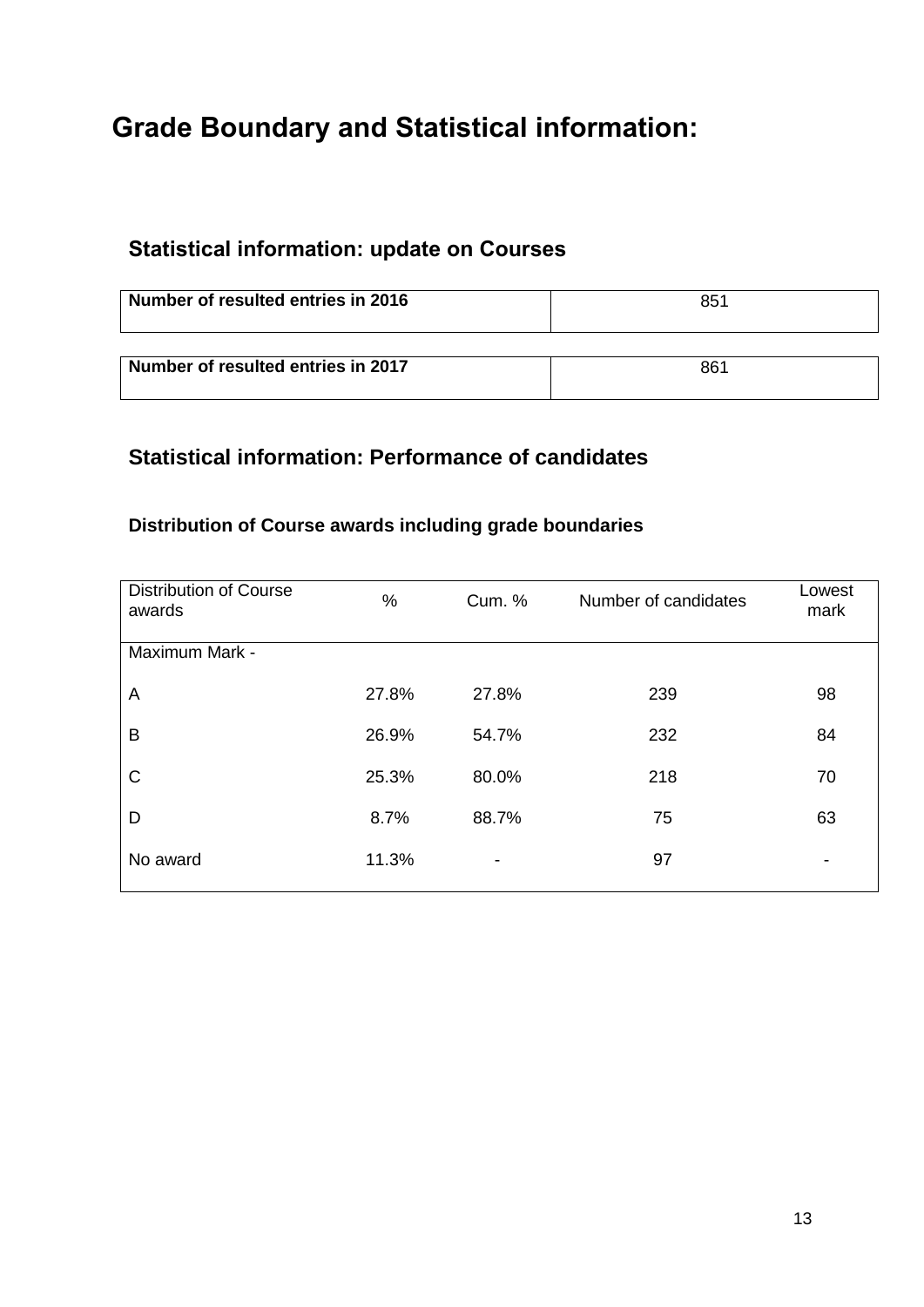# Grade Boundary and Statistical information:

## Statistical information: update on Courses

| Number of resulted entries in 2016 | 851 |
|---|---|

| Number of resulted entries in 2017 | 861 |
|---|---|

## Statistical information: Performance of candidates

### Distribution of Course awards including grade boundaries

| Distribution of Course awards | % | Cum. % | Number of candidates | Lowest mark |
|---|---|---|---|---|
| Maximum Mark - | | | | |
| A | 27.8% | 27.8% | 239 | 98 |
| B | 26.9% | 54.7% | 232 | 84 |
| C | 25.3% | 80.0% | 218 | 70 |
| D | 8.7% | 88.7% | 75 | 63 |
| No award | 11.3% | - | 97 | - |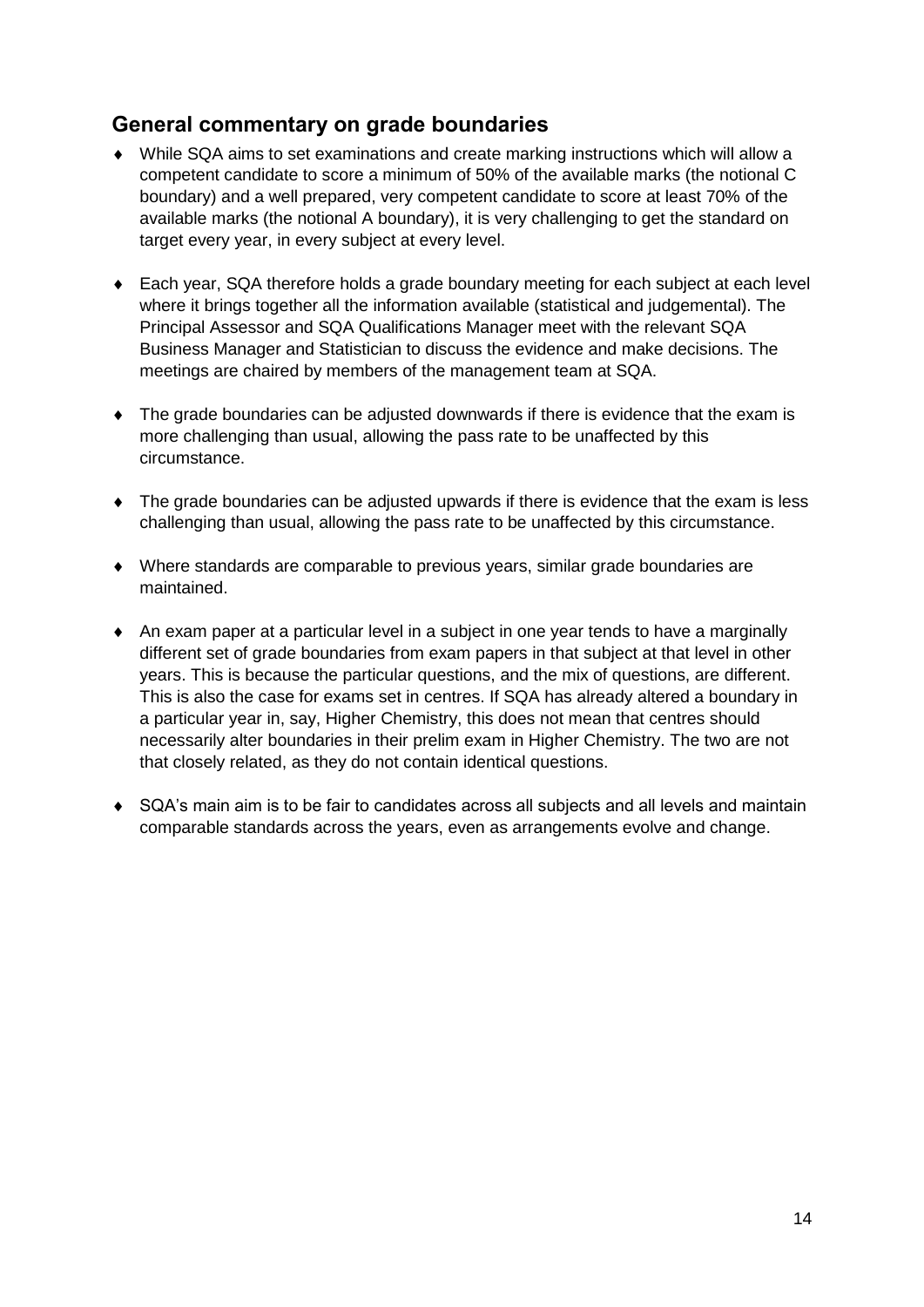## General commentary on grade boundaries

- While SQA aims to set examinations and create marking instructions which will allow a competent candidate to score a minimum of 50% of the available marks (the notional C boundary) and a well prepared, very competent candidate to score at least 70% of the available marks (the notional A boundary), it is very challenging to get the standard on target every year, in every subject at every level.

- Each year, SQA therefore holds a grade boundary meeting for each subject at each level where it brings together all the information available (statistical and judgemental). The Principal Assessor and SQA Qualifications Manager meet with the relevant SQA Business Manager and Statistician to discuss the evidence and make decisions. The meetings are chaired by members of the management team at SQA.

- The grade boundaries can be adjusted downwards if there is evidence that the exam is more challenging than usual, allowing the pass rate to be unaffected by this circumstance.

- The grade boundaries can be adjusted upwards if there is evidence that the exam is less challenging than usual, allowing the pass rate to be unaffected by this circumstance.

- Where standards are comparable to previous years, similar grade boundaries are maintained.

- An exam paper at a particular level in a subject in one year tends to have a marginally different set of grade boundaries from exam papers in that subject at that level in other years. This is because the particular questions, and the mix of questions, are different. This is also the case for exams set in centres. If SQA has already altered a boundary in a particular year in, say, Higher Chemistry, this does not mean that centres should necessarily alter boundaries in their prelim exam in Higher Chemistry. The two are not that closely related, as they do not contain identical questions.

- SQA's main aim is to be fair to candidates across all subjects and all levels and maintain comparable standards across the years, even as arrangements evolve and change.